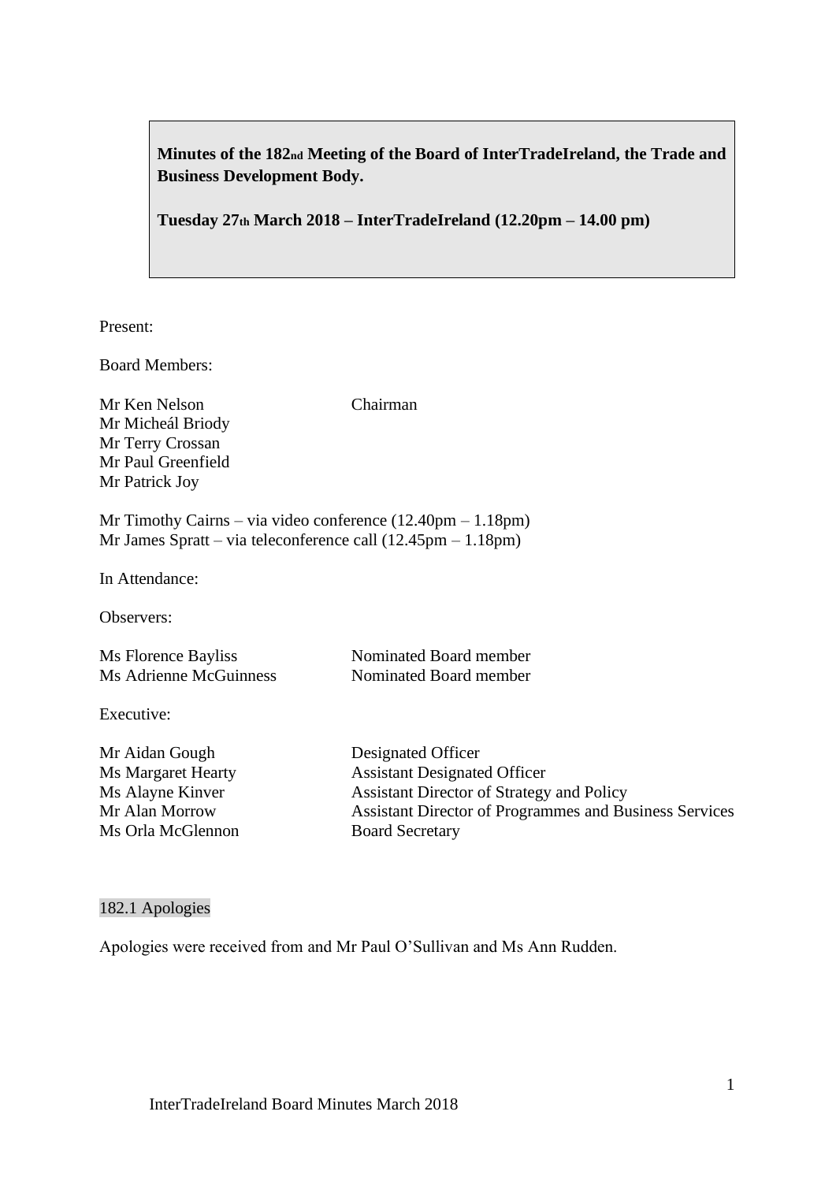**Minutes of the 182nd Meeting of the Board of InterTradeIreland, the Trade and Business Development Body.**

**Tuesday 27th March 2018 – InterTradeIreland (12.20pm – 14.00 pm)**

Present:

Board Members:

| | |
|---|---|
| Mr Ken Nelson | Chairman |
| Mr Micheál Briody | |
| Mr Terry Crossan | |
| Mr Paul Greenfield | |
| Mr Patrick Joy | |

Mr Timothy Cairns – via video conference (12.40pm – 1.18pm)
Mr James Spratt – via teleconference call (12.45pm – 1.18pm)

In Attendance:

Observers:

| | |
|---|---|
| Ms Florence Bayliss | Nominated Board member |
| Ms Adrienne McGuinness | Nominated Board member |

Executive:

| | |
|---|---|
| Mr Aidan Gough | Designated Officer |
| Ms Margaret Hearty | Assistant Designated Officer |
| Ms Alayne Kinver | Assistant Director of Strategy and Policy |
| Mr Alan Morrow | Assistant Director of Programmes and Business Services |
| Ms Orla McGlennon | Board Secretary |

## 182.1 Apologies

Apologies were received from and Mr Paul O'Sullivan and Ms Ann Rudden.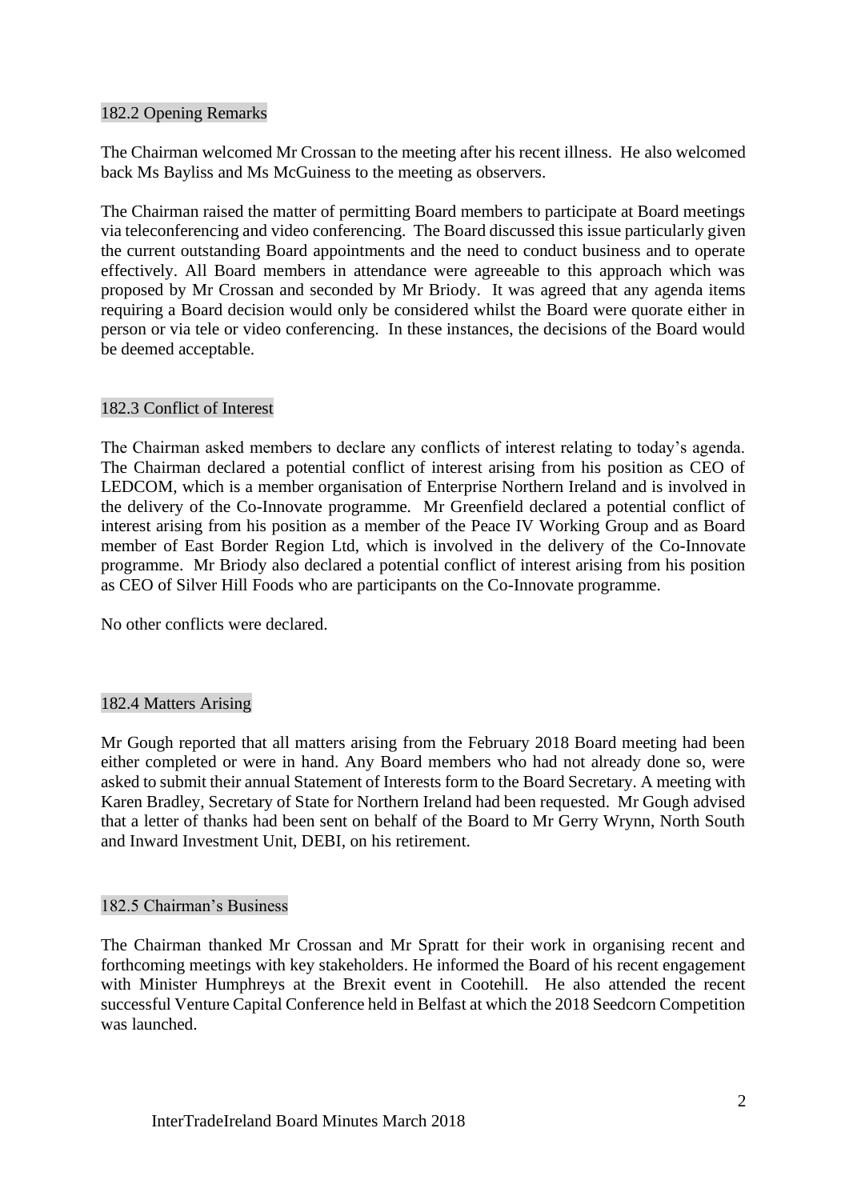## 182.2 Opening Remarks

The Chairman welcomed Mr Crossan to the meeting after his recent illness. He also welcomed back Ms Bayliss and Ms McGuiness to the meeting as observers.

The Chairman raised the matter of permitting Board members to participate at Board meetings via teleconferencing and video conferencing. The Board discussed this issue particularly given the current outstanding Board appointments and the need to conduct business and to operate effectively. All Board members in attendance were agreeable to this approach which was proposed by Mr Crossan and seconded by Mr Briody. It was agreed that any agenda items requiring a Board decision would only be considered whilst the Board were quorate either in person or via tele or video conferencing. In these instances, the decisions of the Board would be deemed acceptable.

## 182.3 Conflict of Interest

The Chairman asked members to declare any conflicts of interest relating to today's agenda. The Chairman declared a potential conflict of interest arising from his position as CEO of LEDCOM, which is a member organisation of Enterprise Northern Ireland and is involved in the delivery of the Co-Innovate programme. Mr Greenfield declared a potential conflict of interest arising from his position as a member of the Peace IV Working Group and as Board member of East Border Region Ltd, which is involved in the delivery of the Co-Innovate programme. Mr Briody also declared a potential conflict of interest arising from his position as CEO of Silver Hill Foods who are participants on the Co-Innovate programme.

No other conflicts were declared.

## 182.4 Matters Arising

Mr Gough reported that all matters arising from the February 2018 Board meeting had been either completed or were in hand. Any Board members who had not already done so, were asked to submit their annual Statement of Interests form to the Board Secretary. A meeting with Karen Bradley, Secretary of State for Northern Ireland had been requested. Mr Gough advised that a letter of thanks had been sent on behalf of the Board to Mr Gerry Wrynn, North South and Inward Investment Unit, DEBI, on his retirement.

## 182.5 Chairman's Business

The Chairman thanked Mr Crossan and Mr Spratt for their work in organising recent and forthcoming meetings with key stakeholders. He informed the Board of his recent engagement with Minister Humphreys at the Brexit event in Cootehill. He also attended the recent successful Venture Capital Conference held in Belfast at which the 2018 Seedcorn Competition was launched.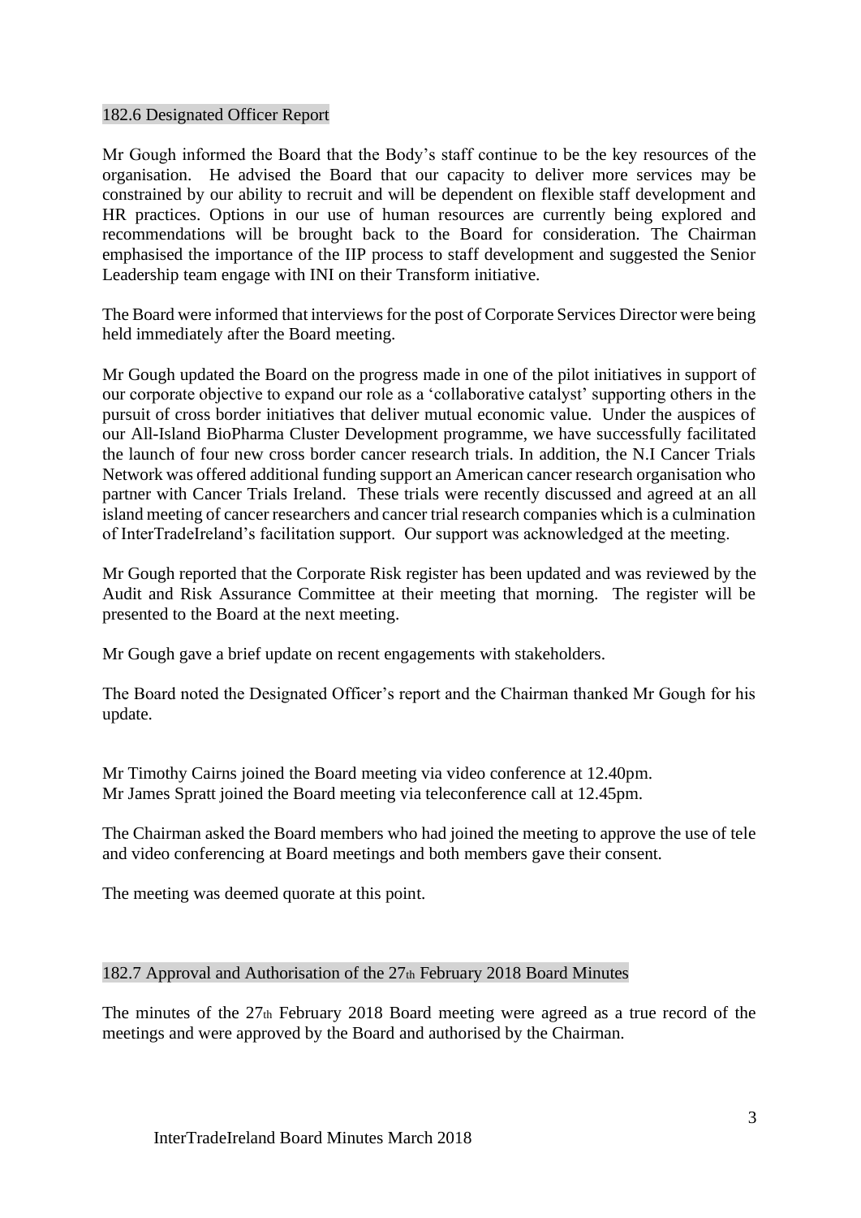### 182.6 Designated Officer Report

Mr Gough informed the Board that the Body's staff continue to be the key resources of the organisation. He advised the Board that our capacity to deliver more services may be constrained by our ability to recruit and will be dependent on flexible staff development and HR practices. Options in our use of human resources are currently being explored and recommendations will be brought back to the Board for consideration. The Chairman emphasised the importance of the IIP process to staff development and suggested the Senior Leadership team engage with INI on their Transform initiative.

The Board were informed that interviews for the post of Corporate Services Director were being held immediately after the Board meeting.

Mr Gough updated the Board on the progress made in one of the pilot initiatives in support of our corporate objective to expand our role as a 'collaborative catalyst' supporting others in the pursuit of cross border initiatives that deliver mutual economic value. Under the auspices of our All-Island BioPharma Cluster Development programme, we have successfully facilitated the launch of four new cross border cancer research trials. In addition, the N.I Cancer Trials Network was offered additional funding support an American cancer research organisation who partner with Cancer Trials Ireland. These trials were recently discussed and agreed at an all island meeting of cancer researchers and cancer trial research companies which is a culmination of InterTradeIreland's facilitation support. Our support was acknowledged at the meeting.

Mr Gough reported that the Corporate Risk register has been updated and was reviewed by the Audit and Risk Assurance Committee at their meeting that morning. The register will be presented to the Board at the next meeting.

Mr Gough gave a brief update on recent engagements with stakeholders.

The Board noted the Designated Officer's report and the Chairman thanked Mr Gough for his update.

Mr Timothy Cairns joined the Board meeting via video conference at 12.40pm.
Mr James Spratt joined the Board meeting via teleconference call at 12.45pm.

The Chairman asked the Board members who had joined the meeting to approve the use of tele and video conferencing at Board meetings and both members gave their consent.

The meeting was deemed quorate at this point.

### 182.7 Approval and Authorisation of the 27th February 2018 Board Minutes

The minutes of the 27th February 2018 Board meeting were agreed as a true record of the meetings and were approved by the Board and authorised by the Chairman.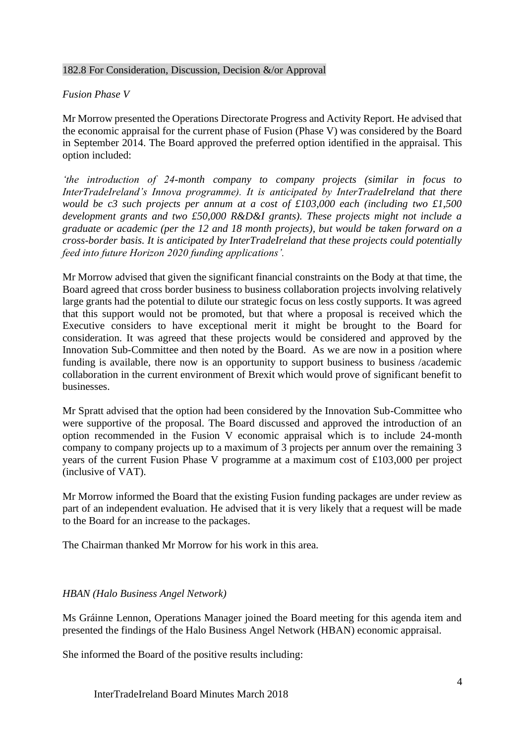182.8 For Consideration, Discussion, Decision &/or Approval

*Fusion Phase V*

Mr Morrow presented the Operations Directorate Progress and Activity Report. He advised that the economic appraisal for the current phase of Fusion (Phase V) was considered by the Board in September 2014. The Board approved the preferred option identified in the appraisal. This option included:

*'the introduction of 24-month company to company projects (similar in focus to InterTradeIreland's Innova programme). It is anticipated by InterTradeIreland that there would be c3 such projects per annum at a cost of £103,000 each (including two £1,500 development grants and two £50,000 R&D&I grants). These projects might not include a graduate or academic (per the 12 and 18 month projects), but would be taken forward on a cross-border basis. It is anticipated by InterTradeIreland that these projects could potentially feed into future Horizon 2020 funding applications'.*

Mr Morrow advised that given the significant financial constraints on the Body at that time, the Board agreed that cross border business to business collaboration projects involving relatively large grants had the potential to dilute our strategic focus on less costly supports. It was agreed that this support would not be promoted, but that where a proposal is received which the Executive considers to have exceptional merit it might be brought to the Board for consideration. It was agreed that these projects would be considered and approved by the Innovation Sub-Committee and then noted by the Board. As we are now in a position where funding is available, there now is an opportunity to support business to business /academic collaboration in the current environment of Brexit which would prove of significant benefit to businesses.

Mr Spratt advised that the option had been considered by the Innovation Sub-Committee who were supportive of the proposal. The Board discussed and approved the introduction of an option recommended in the Fusion V economic appraisal which is to include 24-month company to company projects up to a maximum of 3 projects per annum over the remaining 3 years of the current Fusion Phase V programme at a maximum cost of £103,000 per project (inclusive of VAT).

Mr Morrow informed the Board that the existing Fusion funding packages are under review as part of an independent evaluation. He advised that it is very likely that a request will be made to the Board for an increase to the packages.

The Chairman thanked Mr Morrow for his work in this area.

*HBAN (Halo Business Angel Network)*

Ms Gráinne Lennon, Operations Manager joined the Board meeting for this agenda item and presented the findings of the Halo Business Angel Network (HBAN) economic appraisal.

She informed the Board of the positive results including: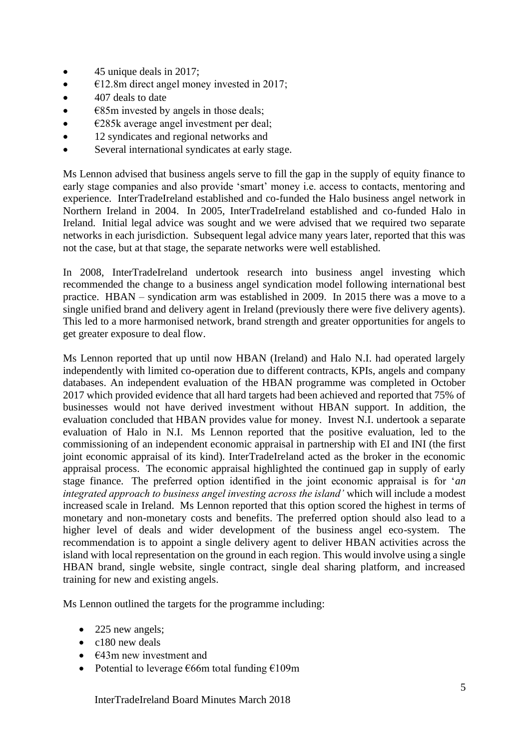- 45 unique deals in 2017;
- €12.8m direct angel money invested in 2017;
- 407 deals to date
- €85m invested by angels in those deals;
- €285k average angel investment per deal;
- 12 syndicates and regional networks and
- Several international syndicates at early stage.

Ms Lennon advised that business angels serve to fill the gap in the supply of equity finance to early stage companies and also provide 'smart' money i.e. access to contacts, mentoring and experience. InterTradeIreland established and co-funded the Halo business angel network in Northern Ireland in 2004. In 2005, InterTradeIreland established and co-funded Halo in Ireland. Initial legal advice was sought and we were advised that we required two separate networks in each jurisdiction. Subsequent legal advice many years later, reported that this was not the case, but at that stage, the separate networks were well established.

In 2008, InterTradeIreland undertook research into business angel investing which recommended the change to a business angel syndication model following international best practice. HBAN – syndication arm was established in 2009. In 2015 there was a move to a single unified brand and delivery agent in Ireland (previously there were five delivery agents). This led to a more harmonised network, brand strength and greater opportunities for angels to get greater exposure to deal flow.

Ms Lennon reported that up until now HBAN (Ireland) and Halo N.I. had operated largely independently with limited co-operation due to different contracts, KPIs, angels and company databases. An independent evaluation of the HBAN programme was completed in October 2017 which provided evidence that all hard targets had been achieved and reported that 75% of businesses would not have derived investment without HBAN support. In addition, the evaluation concluded that HBAN provides value for money. Invest N.I. undertook a separate evaluation of Halo in N.I. Ms Lennon reported that the positive evaluation, led to the commissioning of an independent economic appraisal in partnership with EI and INI (the first joint economic appraisal of its kind). InterTradeIreland acted as the broker in the economic appraisal process. The economic appraisal highlighted the continued gap in supply of early stage finance. The preferred option identified in the joint economic appraisal is for '*an integrated approach to business angel investing across the island'* which will include a modest increased scale in Ireland. Ms Lennon reported that this option scored the highest in terms of monetary and non-monetary costs and benefits. The preferred option should also lead to a higher level of deals and wider development of the business angel eco-system. The recommendation is to appoint a single delivery agent to deliver HBAN activities across the island with local representation on the ground in each region. This would involve using a single HBAN brand, single website, single contract, single deal sharing platform, and increased training for new and existing angels.

Ms Lennon outlined the targets for the programme including:

- 225 new angels;
- c180 new deals
- €43m new investment and
- Potential to leverage €66m total funding €109m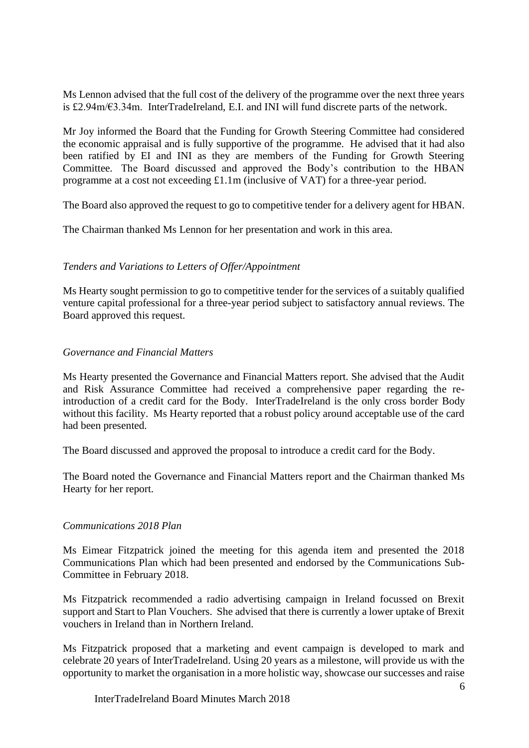Ms Lennon advised that the full cost of the delivery of the programme over the next three years is £2.94m/€3.34m. InterTradeIreland, E.I. and INI will fund discrete parts of the network.

Mr Joy informed the Board that the Funding for Growth Steering Committee had considered the economic appraisal and is fully supportive of the programme. He advised that it had also been ratified by EI and INI as they are members of the Funding for Growth Steering Committee. The Board discussed and approved the Body's contribution to the HBAN programme at a cost not exceeding £1.1m (inclusive of VAT) for a three-year period.

The Board also approved the request to go to competitive tender for a delivery agent for HBAN.

The Chairman thanked Ms Lennon for her presentation and work in this area.

*Tenders and Variations to Letters of Offer/Appointment*

Ms Hearty sought permission to go to competitive tender for the services of a suitably qualified venture capital professional for a three-year period subject to satisfactory annual reviews. The Board approved this request.

*Governance and Financial Matters*

Ms Hearty presented the Governance and Financial Matters report. She advised that the Audit and Risk Assurance Committee had received a comprehensive paper regarding the re-introduction of a credit card for the Body. InterTradeIreland is the only cross border Body without this facility. Ms Hearty reported that a robust policy around acceptable use of the card had been presented.

The Board discussed and approved the proposal to introduce a credit card for the Body.

The Board noted the Governance and Financial Matters report and the Chairman thanked Ms Hearty for her report.

*Communications 2018 Plan*

Ms Eimear Fitzpatrick joined the meeting for this agenda item and presented the 2018 Communications Plan which had been presented and endorsed by the Communications Sub-Committee in February 2018.

Ms Fitzpatrick recommended a radio advertising campaign in Ireland focussed on Brexit support and Start to Plan Vouchers. She advised that there is currently a lower uptake of Brexit vouchers in Ireland than in Northern Ireland.

Ms Fitzpatrick proposed that a marketing and event campaign is developed to mark and celebrate 20 years of InterTradeIreland. Using 20 years as a milestone, will provide us with the opportunity to market the organisation in a more holistic way, showcase our successes and raise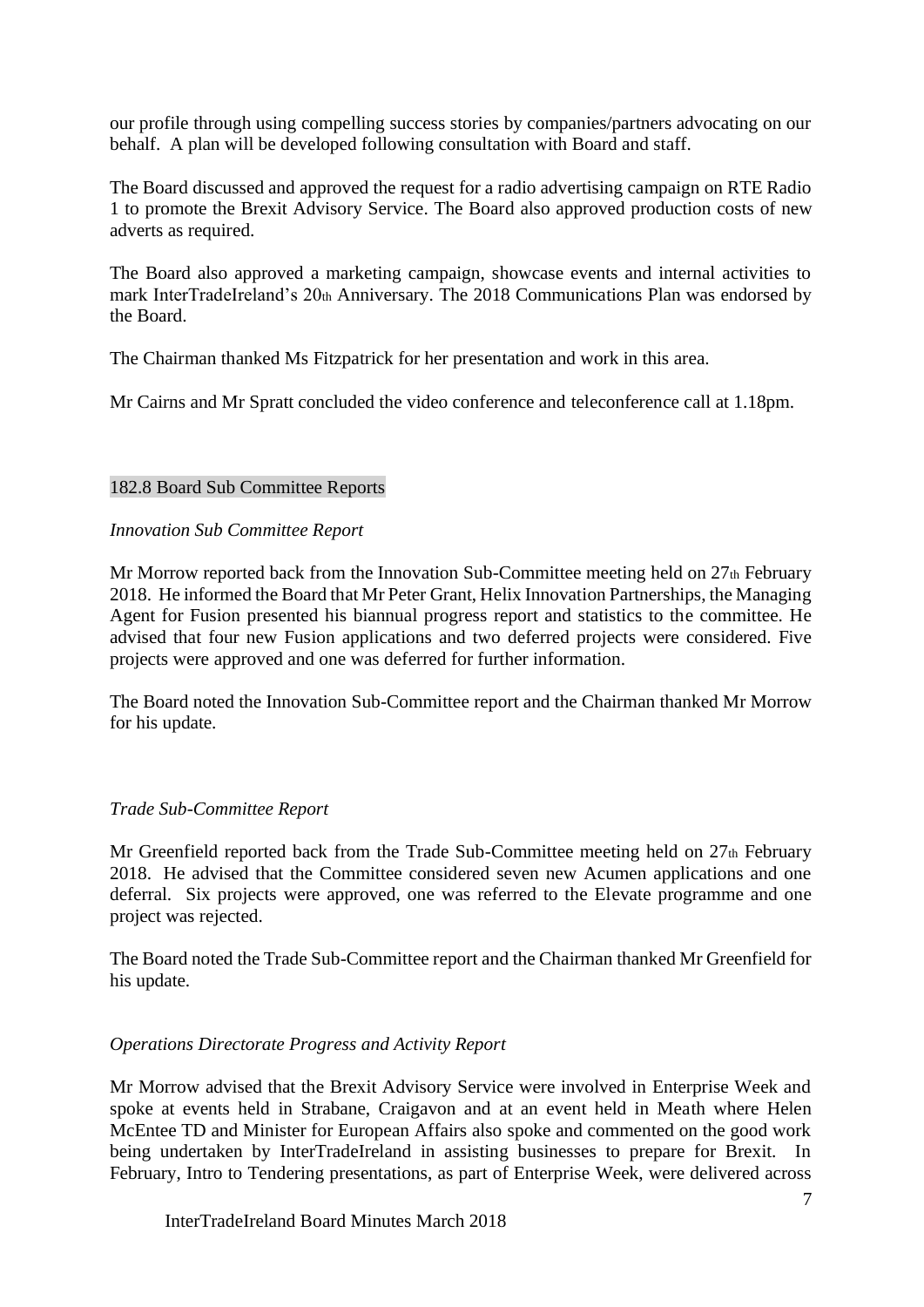our profile through using compelling success stories by companies/partners advocating on our behalf. A plan will be developed following consultation with Board and staff.

The Board discussed and approved the request for a radio advertising campaign on RTE Radio 1 to promote the Brexit Advisory Service. The Board also approved production costs of new adverts as required.

The Board also approved a marketing campaign, showcase events and internal activities to mark InterTradeIreland's 20th Anniversary. The 2018 Communications Plan was endorsed by the Board.

The Chairman thanked Ms Fitzpatrick for her presentation and work in this area.

Mr Cairns and Mr Spratt concluded the video conference and teleconference call at 1.18pm.

## 182.8 Board Sub Committee Reports

*Innovation Sub Committee Report*

Mr Morrow reported back from the Innovation Sub-Committee meeting held on 27th February 2018. He informed the Board that Mr Peter Grant, Helix Innovation Partnerships, the Managing Agent for Fusion presented his biannual progress report and statistics to the committee. He advised that four new Fusion applications and two deferred projects were considered. Five projects were approved and one was deferred for further information.

The Board noted the Innovation Sub-Committee report and the Chairman thanked Mr Morrow for his update.

*Trade Sub-Committee Report*

Mr Greenfield reported back from the Trade Sub-Committee meeting held on 27th February 2018. He advised that the Committee considered seven new Acumen applications and one deferral. Six projects were approved, one was referred to the Elevate programme and one project was rejected.

The Board noted the Trade Sub-Committee report and the Chairman thanked Mr Greenfield for his update.

*Operations Directorate Progress and Activity Report*

Mr Morrow advised that the Brexit Advisory Service were involved in Enterprise Week and spoke at events held in Strabane, Craigavon and at an event held in Meath where Helen McEntee TD and Minister for European Affairs also spoke and commented on the good work being undertaken by InterTradeIreland in assisting businesses to prepare for Brexit. In February, Intro to Tendering presentations, as part of Enterprise Week, were delivered across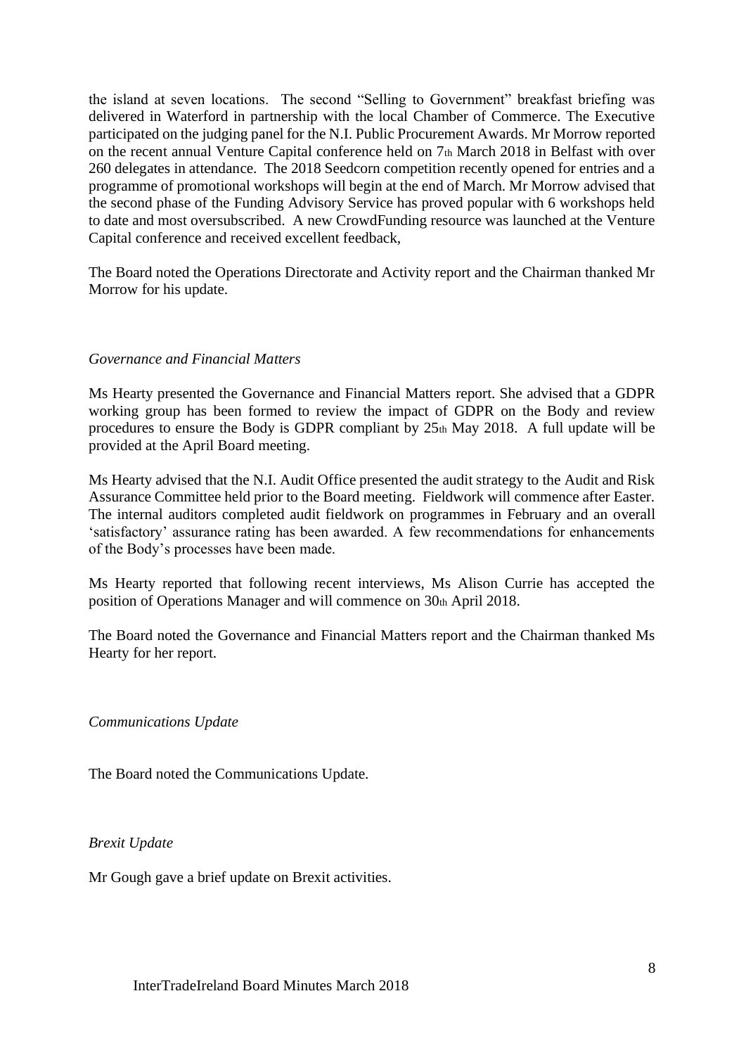the island at seven locations. The second "Selling to Government" breakfast briefing was delivered in Waterford in partnership with the local Chamber of Commerce. The Executive participated on the judging panel for the N.I. Public Procurement Awards. Mr Morrow reported on the recent annual Venture Capital conference held on 7th March 2018 in Belfast with over 260 delegates in attendance. The 2018 Seedcorn competition recently opened for entries and a programme of promotional workshops will begin at the end of March. Mr Morrow advised that the second phase of the Funding Advisory Service has proved popular with 6 workshops held to date and most oversubscribed. A new CrowdFunding resource was launched at the Venture Capital conference and received excellent feedback,

The Board noted the Operations Directorate and Activity report and the Chairman thanked Mr Morrow for his update.

*Governance and Financial Matters*

Ms Hearty presented the Governance and Financial Matters report. She advised that a GDPR working group has been formed to review the impact of GDPR on the Body and review procedures to ensure the Body is GDPR compliant by 25th May 2018. A full update will be provided at the April Board meeting.

Ms Hearty advised that the N.I. Audit Office presented the audit strategy to the Audit and Risk Assurance Committee held prior to the Board meeting. Fieldwork will commence after Easter. The internal auditors completed audit fieldwork on programmes in February and an overall 'satisfactory' assurance rating has been awarded. A few recommendations for enhancements of the Body's processes have been made.

Ms Hearty reported that following recent interviews, Ms Alison Currie has accepted the position of Operations Manager and will commence on 30th April 2018.

The Board noted the Governance and Financial Matters report and the Chairman thanked Ms Hearty for her report.

*Communications Update*

The Board noted the Communications Update.

*Brexit Update*

Mr Gough gave a brief update on Brexit activities.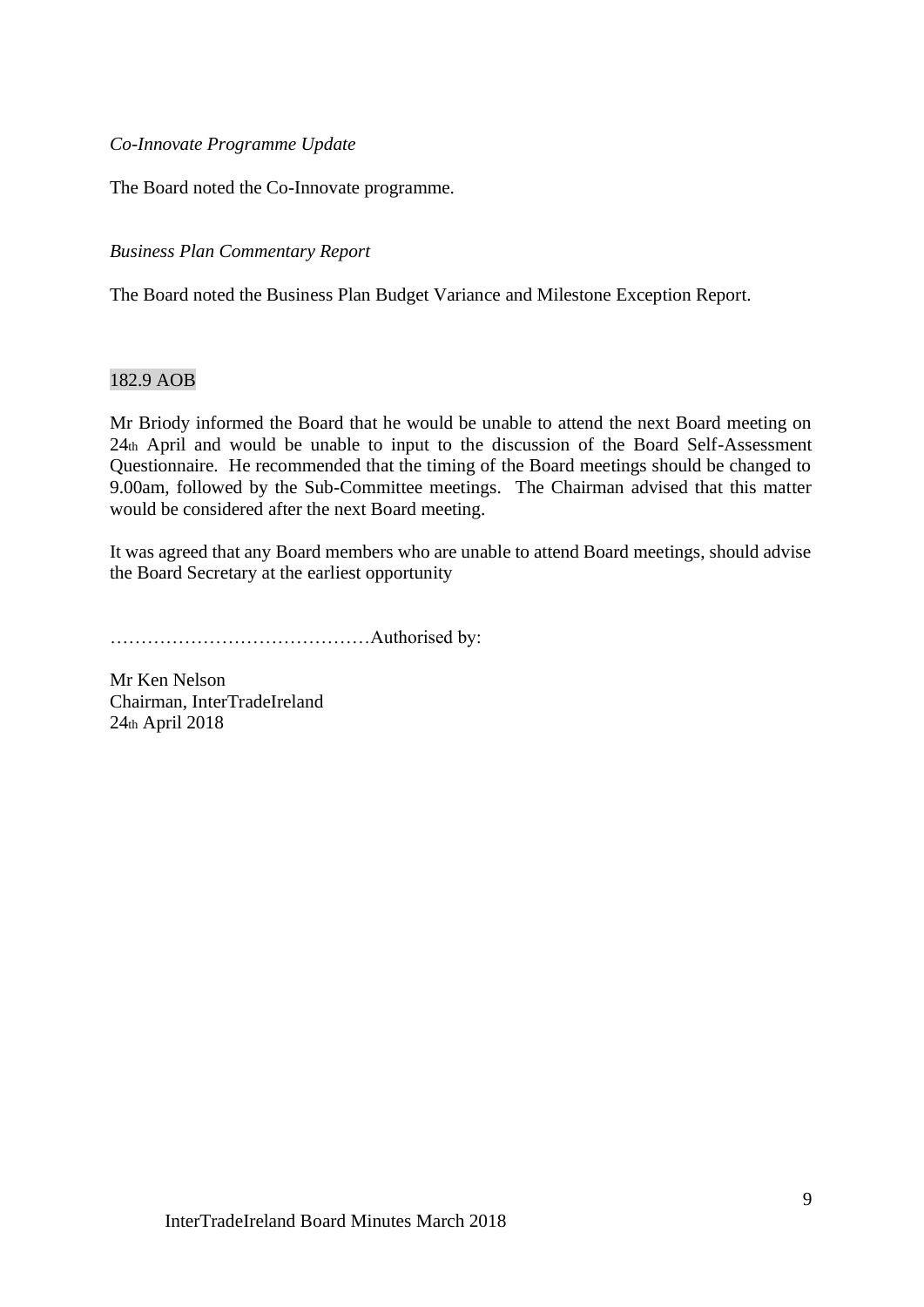*Co-Innovate Programme Update*

The Board noted the Co-Innovate programme.

*Business Plan Commentary Report*

The Board noted the Business Plan Budget Variance and Milestone Exception Report.

182.9 AOB

Mr Briody informed the Board that he would be unable to attend the next Board meeting on 24th April and would be unable to input to the discussion of the Board Self-Assessment Questionnaire. He recommended that the timing of the Board meetings should be changed to 9.00am, followed by the Sub-Committee meetings. The Chairman advised that this matter would be considered after the next Board meeting.

It was agreed that any Board members who are unable to attend Board meetings, should advise the Board Secretary at the earliest opportunity

……………………………………Authorised by:

Mr Ken Nelson
Chairman, InterTradeIreland
24th April 2018